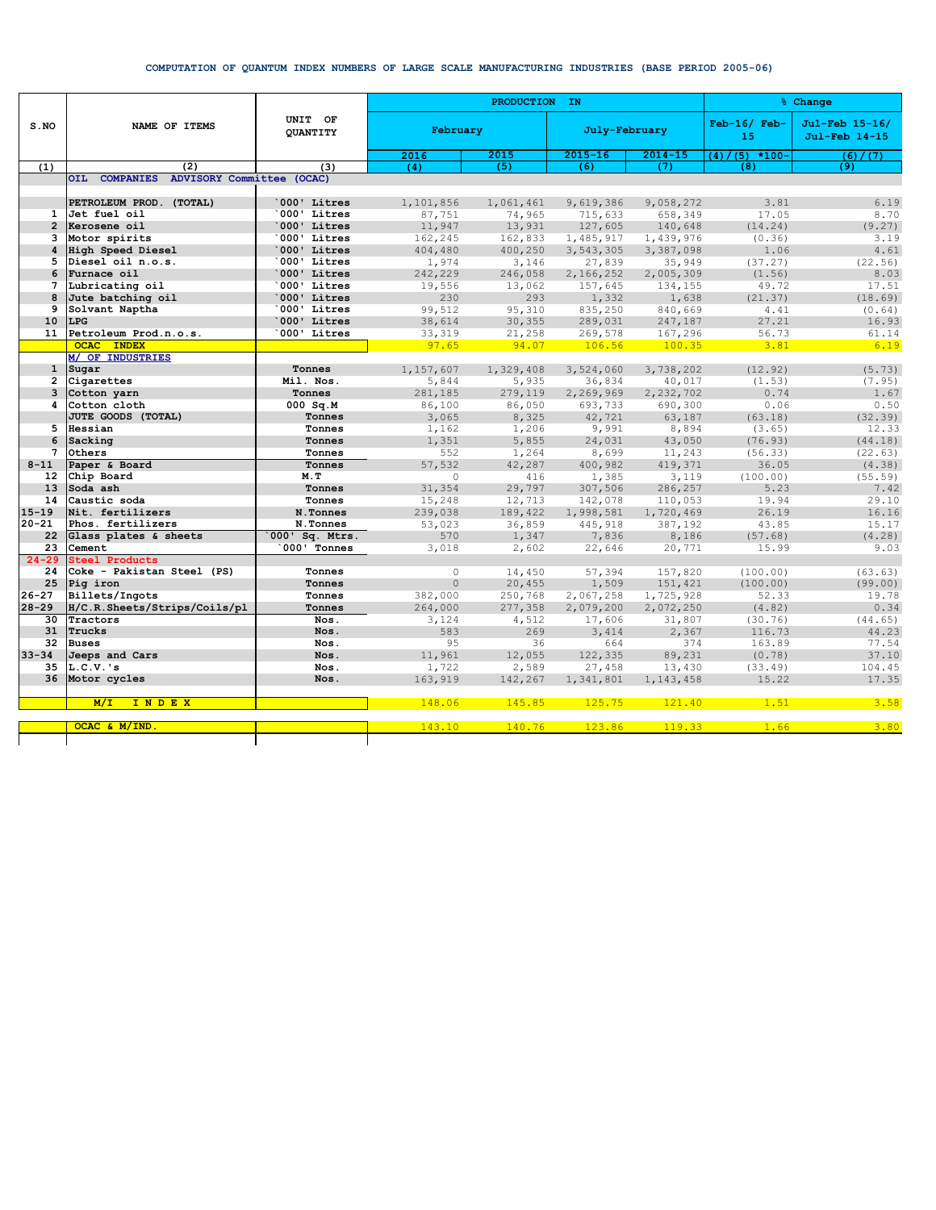# COMPUTATION OF QUANTUM INDEX NUMBERS OF LARGE SCALE MANUFACTURING INDUSTRIES (BASE PERIOD 2005-06)

| S.NO | NAME OF ITEMS | UNIT OF QUANTITY | PRODUCTION IN | | | | % Change | |
|---|---|---|---|---|---|---|---|---|
| | | | February | | July-February | | Feb-16/ Feb-15 | Jul-Feb 15-16/ Jul-Feb 14-15 |
| | | | 2016 | 2015 | 2015-16 | 2014-15 | (4)/(5) *100- | (6)/(7) |
| (1) | (2) | (3) | (4) | (5) | (6) | (7) | (8) | (9) |
| | **OIL COMPANIES ADVISORY Committee (OCAC)** | | | | | | | |
| | **PETROLEUM PROD. (TOTAL)** | `000' Litres | 1,101,856 | 1,061,461 | 9,619,386 | 9,058,272 | 3.81 | 6.19 |
| 1 | Jet fuel oil | `000' Litres | 87,751 | 74,965 | 715,633 | 658,349 | 17.05 | 8.70 |
| 2 | Kerosene oil | `000' Litres | 11,947 | 13,931 | 127,605 | 140,648 | (14.24) | (9.27) |
| 3 | Motor spirits | `000' Litres | 162,245 | 162,833 | 1,485,917 | 1,439,976 | (0.36) | 3.19 |
| 4 | High Speed Diesel | `000' Litres | 404,480 | 400,250 | 3,543,305 | 3,387,098 | 1.06 | 4.61 |
| 5 | Diesel oil n.o.s. | `000' Litres | 1,974 | 3,146 | 27,839 | 35,949 | (37.27) | (22.56) |
| 6 | Furnace oil | `000' Litres | 242,229 | 246,058 | 2,166,252 | 2,005,309 | (1.56) | 8.03 |
| 7 | Lubricating oil | `000' Litres | 19,556 | 13,062 | 157,645 | 134,155 | 49.72 | 17.51 |
| 8 | Jute batching oil | `000' Litres | 230 | 293 | 1,332 | 1,638 | (21.37) | (18.69) |
| 9 | Solvant Naptha | `000' Litres | 99,512 | 95,310 | 835,250 | 840,669 | 4.41 | (0.64) |
| 10 | LPG | `000' Litres | 38,614 | 30,355 | 289,031 | 247,187 | 27.21 | 16.93 |
| 11 | Petroleum Prod.n.o.s. | `000' Litres | 33,319 | 21,258 | 269,578 | 167,296 | 56.73 | 61.14 |
| | **OCAC INDEX** | | 97.65 | 94.07 | 106.56 | 100.35 | 3.81 | 6.19 |
| | **M/ OF INDUSTRIES** | | | | | | | |
| 1 | Sugar | Tonnes | 1,157,607 | 1,329,408 | 3,524,060 | 3,738,202 | (12.92) | (5.73) |
| 2 | Cigarettes | Mil. Nos. | 5,844 | 5,935 | 36,834 | 40,017 | (1.53) | (7.95) |
| 3 | Cotton yarn | Tonnes | 281,185 | 279,119 | 2,269,969 | 2,232,702 | 0.74 | 1.67 |
| 4 | Cotton cloth | 000 Sq.M | 86,100 | 86,050 | 693,733 | 690,300 | 0.06 | 0.50 |
| | JUTE GOODS (TOTAL) | Tonnes | 3,065 | 8,325 | 42,721 | 63,187 | (63.18) | (32.39) |
| 5 | Hessian | Tonnes | 1,162 | 1,206 | 9,991 | 8,894 | (3.65) | 12.33 |
| 6 | Sacking | Tonnes | 1,351 | 5,855 | 24,031 | 43,050 | (76.93) | (44.18) |
| 7 | Others | Tonnes | 552 | 1,264 | 8,699 | 11,243 | (56.33) | (22.63) |
| 8-11 | Paper & Board | Tonnes | 57,532 | 42,287 | 400,982 | 419,371 | 36.05 | (4.38) |
| 12 | Chip Board | M.T | 0 | 416 | 1,385 | 3,119 | (100.00) | (55.59) |
| 13 | Soda ash | Tonnes | 31,354 | 29,797 | 307,506 | 286,257 | 5.23 | 7.42 |
| 14 | Caustic soda | Tonnes | 15,248 | 12,713 | 142,078 | 110,053 | 19.94 | 29.10 |
| 15-19 | Nit. fertilizers | N.Tonnes | 239,038 | 189,422 | 1,998,581 | 1,720,469 | 26.19 | 16.16 |
| 20-21 | Phos. fertilizers | N.Tonnes | 53,023 | 36,859 | 445,918 | 387,192 | 43.85 | 15.17 |
| 22 | Glass plates & sheets | `000' Sq. Mtrs. | 570 | 1,347 | 7,836 | 8,186 | (57.68) | (4.28) |
| 23 | Cement | `000' Tonnes | 3,018 | 2,602 | 22,646 | 20,771 | 15.99 | 9.03 |
| 24-29 | Steel Products | | | | | | | |
| 24 | Coke - Pakistan Steel (PS) | Tonnes | 0 | 14,450 | 57,394 | 157,820 | (100.00) | (63.63) |
| 25 | Pig iron | Tonnes | 0 | 20,455 | 1,509 | 151,421 | (100.00) | (99.00) |
| 26-27 | Billets/Ingots | Tonnes | 382,000 | 250,768 | 2,067,258 | 1,725,928 | 52.33 | 19.78 |
| 28-29 | H/C.R.Sheets/Strips/Coils/pl | Tonnes | 264,000 | 277,358 | 2,079,200 | 2,072,250 | (4.82) | 0.34 |
| 30 | Tractors | Nos. | 3,124 | 4,512 | 17,606 | 31,807 | (30.76) | (44.65) |
| 31 | Trucks | Nos. | 583 | 269 | 3,414 | 2,367 | 116.73 | 44.23 |
| 32 | Buses | Nos. | 95 | 36 | 664 | 374 | 163.89 | 77.54 |
| 33-34 | Jeeps and Cars | Nos. | 11,961 | 12,055 | 122,335 | 89,231 | (0.78) | 37.10 |
| 35 | L.C.V.'s | Nos. | 1,722 | 2,589 | 27,458 | 13,430 | (33.49) | 104.45 |
| 36 | Motor cycles | Nos. | 163,919 | 142,267 | 1,341,801 | 1,143,458 | 15.22 | 17.35 |
| | **M/I INDEX** | | 148.06 | 145.85 | 125.75 | 121.40 | 1.51 | 3.58 |
| | **OCAC & M/IND.** | | 143.10 | 140.76 | 123.86 | 119.33 | 1.66 | 3.80 |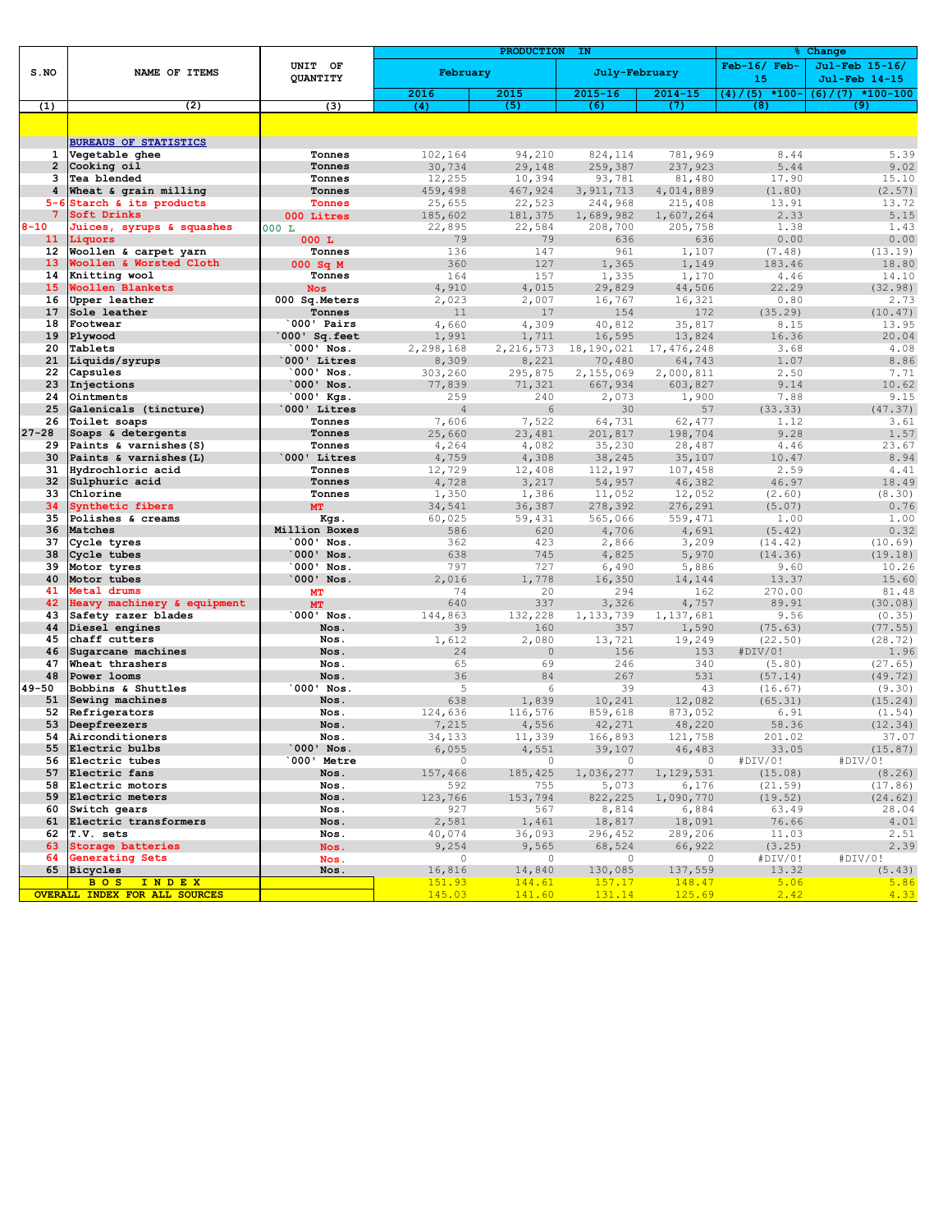| S.NO | NAME OF ITEMS | UNIT OF QUANTITY | PRODUCTION IN | | | | % Change | |
|---|---|---|---|---|---|---|---|---|
| | | | February | | July-February | | Feb-16/ Feb-15 | Jul-Feb 15-16/ Jul-Feb 14-15 |
| | | | 2016 | 2015 | 2015-16 | 2014-15 | (4)/(5) *100-100 | (6)/(7) *100-100 |
| (1) | (2) | (3) | (4) | (5) | (6) | (7) | (8) | (9) |
| | | | | | | | | |
| | **BUREAUS OF STATISTICS** | | | | | | | |
| 1 | Vegetable ghee | Tonnes | 102,164 | 94,210 | 824,114 | 781,969 | 8.44 | 5.39 |
| 2 | Cooking oil | Tonnes | 30,734 | 29,148 | 259,387 | 237,923 | 5.44 | 9.02 |
| 3 | Tea blended | Tonnes | 12,255 | 10,394 | 93,781 | 81,480 | 17.90 | 15.10 |
| 4 | Wheat & grain milling | Tonnes | 459,498 | 467,924 | 3,911,713 | 4,014,889 | (1.80) | (2.57) |
| 5-6 | Starch & its products | Tonnes | 25,655 | 22,523 | 244,968 | 215,408 | 13.91 | 13.72 |
| 7 | Soft Drinks | 000 Litres | 185,602 | 181,375 | 1,689,982 | 1,607,264 | 2.33 | 5.15 |
| 8-10 | Juices, syrups & squashes | 000 L | 22,895 | 22,584 | 208,700 | 205,758 | 1.38 | 1.43 |
| 11 | Liquors | 000 L | 79 | 79 | 636 | 636 | 0.00 | 0.00 |
| 12 | Woollen & carpet yarn | Tonnes | 136 | 147 | 961 | 1,107 | (7.48) | (13.19) |
| 13 | Woollen & Worsted Cloth | 000 Sq M | 360 | 127 | 1,365 | 1,149 | 183.46 | 18.80 |
| 14 | Knitting wool | Tonnes | 164 | 157 | 1,335 | 1,170 | 4.46 | 14.10 |
| 15 | Woollen Blankets | Nos | 4,910 | 4,015 | 29,829 | 44,506 | 22.29 | (32.98) |
| 16 | Upper leather | 000 Sq.Meters | 2,023 | 2,007 | 16,767 | 16,321 | 0.80 | 2.73 |
| 17 | Sole leather | Tonnes | 11 | 17 | 154 | 172 | (35.29) | (10.47) |
| 18 | Footwear | `000' Pairs | 4,660 | 4,309 | 40,812 | 35,817 | 8.15 | 13.95 |
| 19 | Plywood | `000' Sq.feet | 1,991 | 1,711 | 16,595 | 13,824 | 16.36 | 20.04 |
| 20 | Tablets | `000' Nos. | 2,298,168 | 2,216,573 | 18,190,021 | 17,476,248 | 3.68 | 4.08 |
| 21 | Liquids/syrups | `000' Litres | 8,309 | 8,221 | 70,480 | 64,743 | 1.07 | 8.86 |
| 22 | Capsules | `000' Nos. | 303,260 | 295,875 | 2,155,069 | 2,000,811 | 2.50 | 7.71 |
| 23 | Injections | `000' Nos. | 77,839 | 71,321 | 667,934 | 603,827 | 9.14 | 10.62 |
| 24 | Ointments | `000' Kgs. | 259 | 240 | 2,073 | 1,900 | 7.88 | 9.15 |
| 25 | Galenicals (tincture) | `000' Litres | 4 | 6 | 30 | 57 | (33.33) | (47.37) |
| 26 | Toilet soaps | Tonnes | 7,606 | 7,522 | 64,731 | 62,477 | 1.12 | 3.61 |
| 27-28 | Soaps & detergents | Tonnes | 25,660 | 23,481 | 201,817 | 198,704 | 9.28 | 1.57 |
| 29 | Paints & varnishes(S) | Tonnes | 4,264 | 4,082 | 35,230 | 28,487 | 4.46 | 23.67 |
| 30 | Paints & varnishes(L) | `000' Litres | 4,759 | 4,308 | 38,245 | 35,107 | 10.47 | 8.94 |
| 31 | Hydrochloric acid | Tonnes | 12,729 | 12,408 | 112,197 | 107,458 | 2.59 | 4.41 |
| 32 | Sulphuric acid | Tonnes | 4,728 | 3,217 | 54,957 | 46,382 | 46.97 | 18.49 |
| 33 | Chlorine | Tonnes | 1,350 | 1,386 | 11,052 | 12,052 | (2.60) | (8.30) |
| 34 | Synthetic fibers | MT | 34,541 | 36,387 | 278,392 | 276,291 | (5.07) | 0.76 |
| 35 | Polishes & creams | Kgs. | 60,025 | 59,431 | 565,066 | 559,471 | 1.00 | 1.00 |
| 36 | Matches | Million Boxes | 586 | 620 | 4,706 | 4,691 | (5.42) | 0.32 |
| 37 | Cycle tyres | `000' Nos. | 362 | 423 | 2,866 | 3,209 | (14.42) | (10.69) |
| 38 | Cycle tubes | `000' Nos. | 638 | 745 | 4,825 | 5,970 | (14.36) | (19.18) |
| 39 | Motor tyres | `000' Nos. | 797 | 727 | 6,490 | 5,886 | 9.60 | 10.26 |
| 40 | Motor tubes | `000' Nos. | 2,016 | 1,778 | 16,350 | 14,144 | 13.37 | 15.60 |
| 41 | Metal drums | MT | 74 | 20 | 294 | 162 | 270.00 | 81.48 |
| 42 | Heavy machinery & equipment | MT | 640 | 337 | 3,326 | 4,757 | 89.91 | (30.08) |
| 43 | Safety razer blades | `000' Nos. | 144,863 | 132,228 | 1,133,739 | 1,137,681 | 9.56 | (0.35) |
| 44 | Diesel engines | Nos. | 39 | 160 | 357 | 1,590 | (75.63) | (77.55) |
| 45 | chaff cutters | Nos. | 1,612 | 2,080 | 13,721 | 19,249 | (22.50) | (28.72) |
| 46 | Sugarcane machines | Nos. | 24 | 0 | 156 | 153 | #DIV/0! | 1.96 |
| 47 | Wheat thrashers | Nos. | 65 | 69 | 246 | 340 | (5.80) | (27.65) |
| 48 | Power looms | Nos. | 36 | 84 | 267 | 531 | (57.14) | (49.72) |
| 49-50 | Bobbins & Shuttles | `000' Nos. | 5 | 6 | 39 | 43 | (16.67) | (9.30) |
| 51 | Sewing machines | Nos. | 638 | 1,839 | 10,241 | 12,082 | (65.31) | (15.24) |
| 52 | Refrigerators | Nos. | 124,636 | 116,576 | 859,618 | 873,052 | 6.91 | (1.54) |
| 53 | Deepfreezers | Nos. | 7,215 | 4,556 | 42,271 | 48,220 | 58.36 | (12.34) |
| 54 | Airconditioners | Nos. | 34,133 | 11,339 | 166,893 | 121,758 | 201.02 | 37.07 |
| 55 | Electric bulbs | `000' Nos. | 6,055 | 4,551 | 39,107 | 46,483 | 33.05 | (15.87) |
| 56 | Electric tubes | `000' Metre | 0 | 0 | 0 | 0 | #DIV/0! | #DIV/0! |
| 57 | Electric fans | Nos. | 157,466 | 185,425 | 1,036,277 | 1,129,531 | (15.08) | (8.26) |
| 58 | Electric motors | Nos. | 592 | 755 | 5,073 | 6,176 | (21.59) | (17.86) |
| 59 | Electric meters | Nos. | 123,766 | 153,794 | 822,225 | 1,090,770 | (19.52) | (24.62) |
| 60 | Switch gears | Nos. | 927 | 567 | 8,814 | 6,884 | 63.49 | 28.04 |
| 61 | Electric transformers | Nos. | 2,581 | 1,461 | 18,817 | 18,091 | 76.66 | 4.01 |
| 62 | T.V. sets | Nos. | 40,074 | 36,093 | 296,452 | 289,206 | 11.03 | 2.51 |
| 63 | Storage batteries | Nos. | 9,254 | 9,565 | 68,524 | 66,922 | (3.25) | 2.39 |
| 64 | Generating Sets | Nos. | 0 | 0 | 0 | 0 | #DIV/0! | #DIV/0! |
| 65 | Bicycles | Nos. | 16,816 | 14,840 | 130,085 | 137,559 | 13.32 | (5.43) |
| | **B O S I N D E X** | | 151.93 | 144.61 | 157.17 | 148.47 | 5.06 | 5.86 |
| | **OVERALL INDEX FOR ALL SOURCES** | | 145.03 | 141.60 | 131.14 | 125.69 | 2.42 | 4.33 |